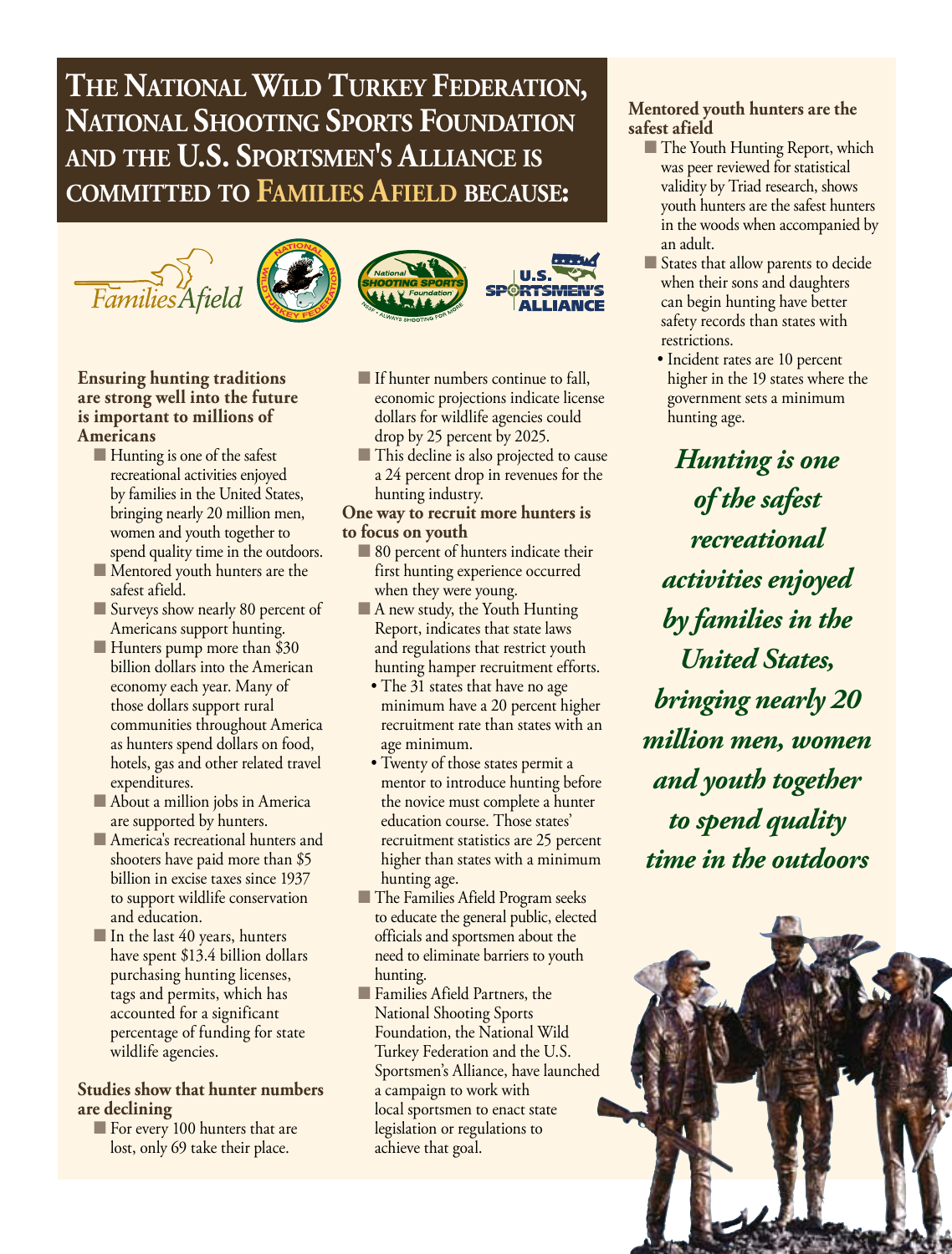# The National Wild Turkey Federation, National Shooting Sports Foundation and the U.S. Sportsmen's Alliance is committed to Families Afield because:

**Ensuring hunting traditions are strong well into the future is important to millions of Americans**

- Hunting is one of the safest recreational activities enjoyed by families in the United States, bringing nearly 20 million men, women and youth together to spend quality time in the outdoors.
- Mentored youth hunters are the safest afield.
- Surveys show nearly 80 percent of Americans support hunting.
- Hunters pump more than $30 billion dollars into the American economy each year. Many of those dollars support rural communities throughout America as hunters spend dollars on food, hotels, gas and other related travel expenditures.
- About a million jobs in America are supported by hunters.
- America's recreational hunters and shooters have paid more than $5 billion in excise taxes since 1937 to support wildlife conservation and education.
- In the last 40 years, hunters have spent $13.4 billion dollars purchasing hunting licenses, tags and permits, which has accounted for a significant percentage of funding for state wildlife agencies.

**Studies show that hunter numbers are declining**

- For every 100 hunters that are lost, only 69 take their place.
- If hunter numbers continue to fall, economic projections indicate license dollars for wildlife agencies could drop by 25 percent by 2025.
- This decline is also projected to cause a 24 percent drop in revenues for the hunting industry.

**One way to recruit more hunters is to focus on youth**

- 80 percent of hunters indicate their first hunting experience occurred when they were young.
- A new study, the Youth Hunting Report, indicates that state laws and regulations that restrict youth hunting hamper recruitment efforts.
  - The 31 states that have no age minimum have a 20 percent higher recruitment rate than states with an age minimum.
  - Twenty of those states permit a mentor to introduce hunting before the novice must complete a hunter education course. Those states' recruitment statistics are 25 percent higher than states with a minimum hunting age.
- The Families Afield Program seeks to educate the general public, elected officials and sportsmen about the need to eliminate barriers to youth hunting.
- Families Afield Partners, the National Shooting Sports Foundation, the National Wild Turkey Federation and the U.S. Sportsmen's Alliance, have launched a campaign to work with local sportsmen to enact state legislation or regulations to achieve that goal.

**Mentored youth hunters are the safest afield**

- The Youth Hunting Report, which was peer reviewed for statistical validity by Triad research, shows youth hunters are the safest hunters in the woods when accompanied by an adult.
- States that allow parents to decide when their sons and daughters can begin hunting have better safety records than states with restrictions.
  - Incident rates are 10 percent higher in the 19 states where the government sets a minimum hunting age.

***Hunting is one of the safest recreational activities enjoyed by families in the United States, bringing nearly 20 million men, women and youth together to spend quality time in the outdoors***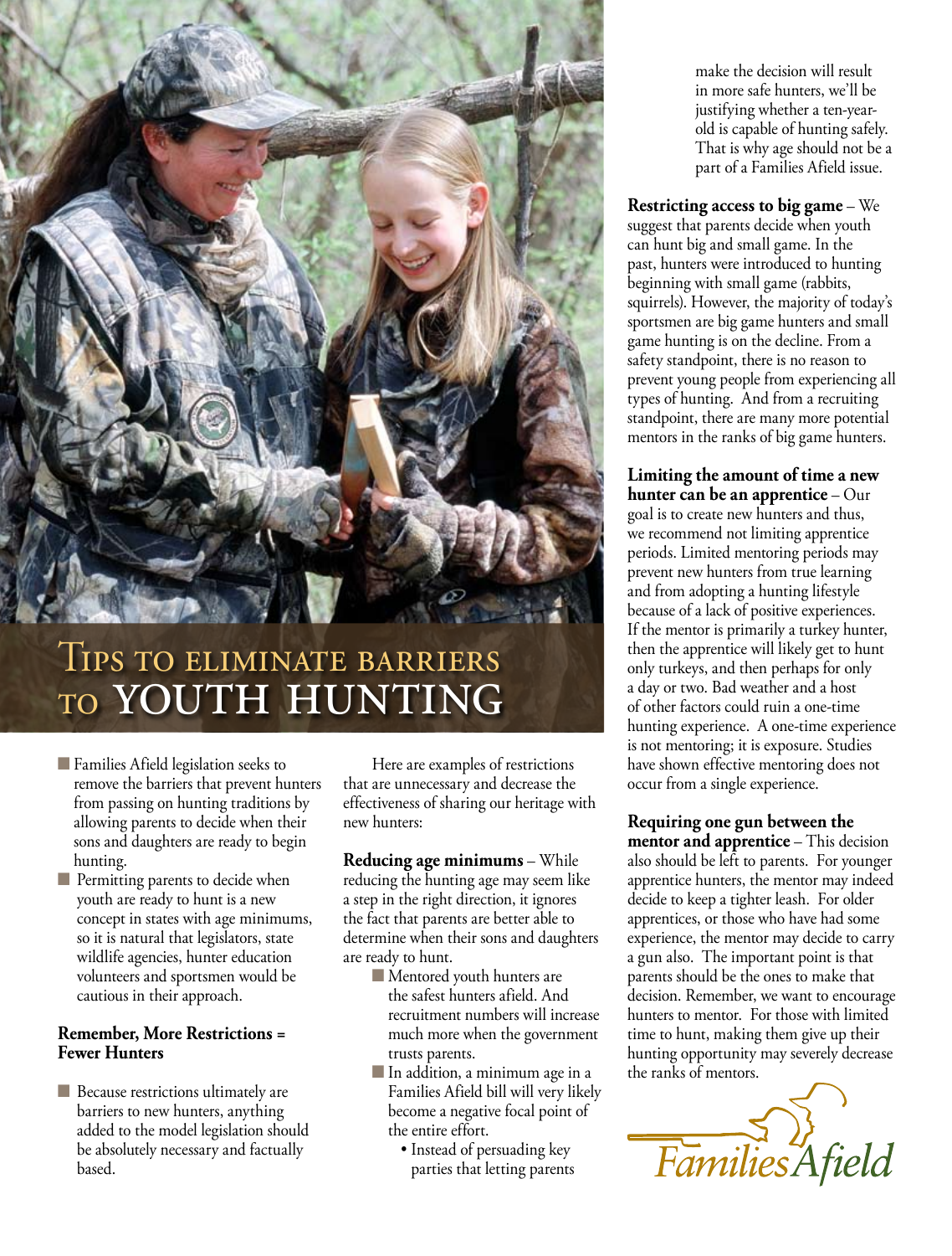# Tips to eliminate barriers to YOUTH HUNTING

- Families Afield legislation seeks to remove the barriers that prevent hunters from passing on hunting traditions by allowing parents to decide when their sons and daughters are ready to begin hunting.
- Permitting parents to decide when youth are ready to hunt is a new concept in states with age minimums, so it is natural that legislators, state wildlife agencies, hunter education volunteers and sportsmen would be cautious in their approach.

**Remember, More Restrictions = Fewer Hunters**

- Because restrictions ultimately are barriers to new hunters, anything added to the model legislation should be absolutely necessary and factually based.

Here are examples of restrictions that are unnecessary and decrease the effectiveness of sharing our heritage with new hunters:

**Reducing age minimums** – While reducing the hunting age may seem like a step in the right direction, it ignores the fact that parents are better able to determine when their sons and daughters are ready to hunt.

- Mentored youth hunters are the safest hunters afield. And recruitment numbers will increase much more when the government trusts parents.
- In addition, a minimum age in a Families Afield bill will very likely become a negative focal point of the entire effort.
  - Instead of persuading key parties that letting parents make the decision will result in more safe hunters, we'll be justifying whether a ten-year-old is capable of hunting safely. That is why age should not be a part of a Families Afield issue.

**Restricting access to big game** – We suggest that parents decide when youth can hunt big and small game. In the past, hunters were introduced to hunting beginning with small game (rabbits, squirrels). However, the majority of today's sportsmen are big game hunters and small game hunting is on the decline. From a safety standpoint, there is no reason to prevent young people from experiencing all types of hunting. And from a recruiting standpoint, there are many more potential mentors in the ranks of big game hunters.

**Limiting the amount of time a new hunter can be an apprentice** – Our goal is to create new hunters and thus, we recommend not limiting apprentice periods. Limited mentoring periods may prevent new hunters from true learning and from adopting a hunting lifestyle because of a lack of positive experiences. If the mentor is primarily a turkey hunter, then the apprentice will likely get to hunt only turkeys, and then perhaps for only a day or two. Bad weather and a host of other factors could ruin a one-time hunting experience. A one-time experience is not mentoring; it is exposure. Studies have shown effective mentoring does not occur from a single experience.

**Requiring one gun between the mentor and apprentice** – This decision also should be left to parents. For younger apprentice hunters, the mentor may indeed decide to keep a tighter leash. For older apprentices, or those who have had some experience, the mentor may decide to carry a gun also. The important point is that parents should be the ones to make that decision. Remember, we want to encourage hunters to mentor. For those with limited time to hunt, making them give up their hunting opportunity may severely decrease the ranks of mentors.

Families Afield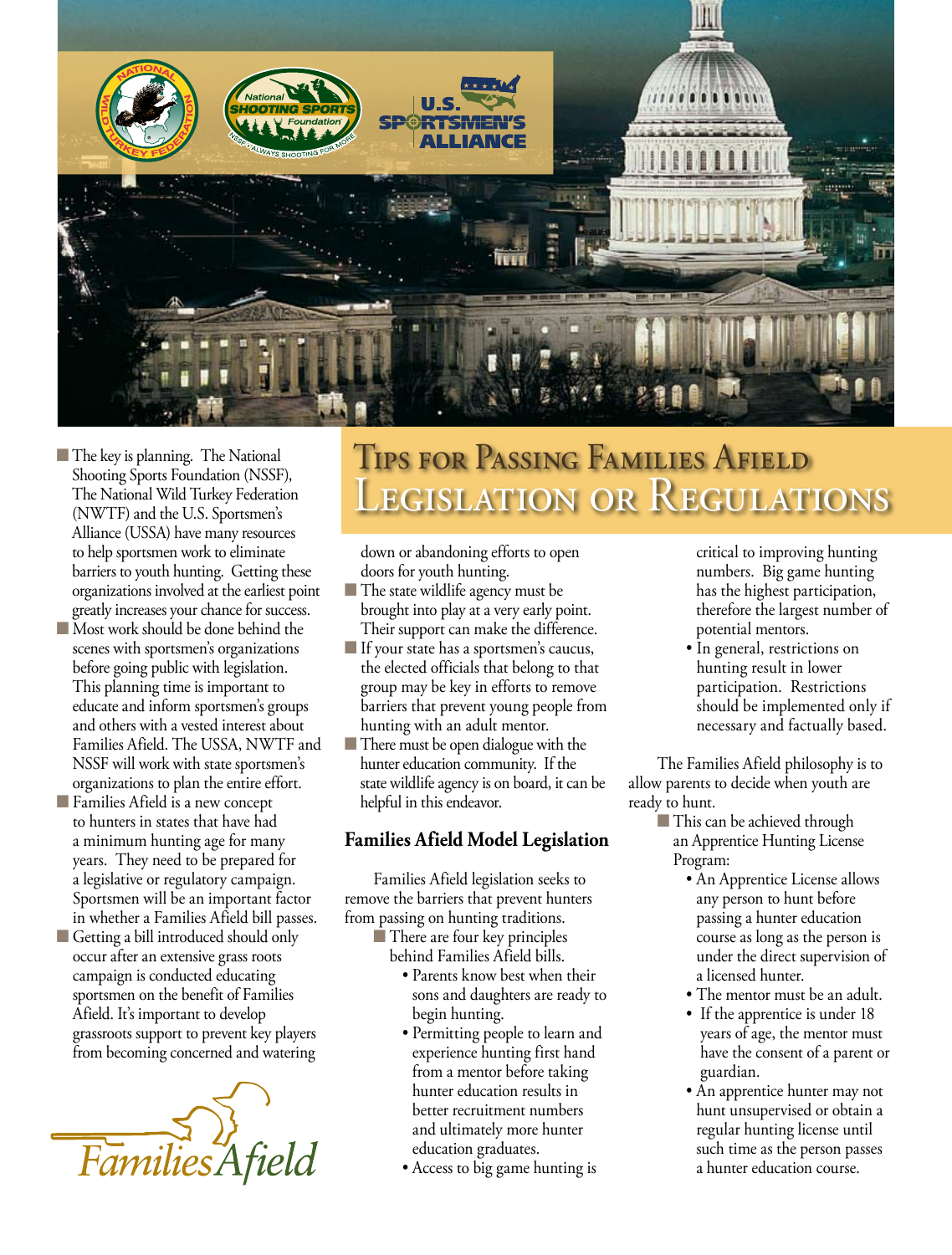# Tips for Passing Families Afield Legislation or Regulations

- The key is planning. The National Shooting Sports Foundation (NSSF), The National Wild Turkey Federation (NWTF) and the U.S. Sportsmen's Alliance (USSA) have many resources to help sportsmen work to eliminate barriers to youth hunting. Getting these organizations involved at the earliest point greatly increases your chance for success.
- Most work should be done behind the scenes with sportsmen's organizations before going public with legislation. This planning time is important to educate and inform sportsmen's groups and others with a vested interest about Families Afield. The USSA, NWTF and NSSF will work with state sportsmen's organizations to plan the entire effort.
- Families Afield is a new concept to hunters in states that have had a minimum hunting age for many years. They need to be prepared for a legislative or regulatory campaign. Sportsmen will be an important factor in whether a Families Afield bill passes.
- Getting a bill introduced should only occur after an extensive grass roots campaign is conducted educating sportsmen on the benefit of Families Afield. It's important to develop grassroots support to prevent key players from becoming concerned and watering down or abandoning efforts to open doors for youth hunting.
- The state wildlife agency must be brought into play at a very early point. Their support can make the difference.
- If your state has a sportsmen's caucus, the elected officials that belong to that group may be key in efforts to remove barriers that prevent young people from hunting with an adult mentor.
- There must be open dialogue with the hunter education community. If the state wildlife agency is on board, it can be helpful in this endeavor.

## Families Afield Model Legislation

Families Afield legislation seeks to remove the barriers that prevent hunters from passing on hunting traditions.

- There are four key principles behind Families Afield bills.
  - Parents know best when their sons and daughters are ready to begin hunting.
  - Permitting people to learn and experience hunting first hand from a mentor before taking hunter education results in better recruitment numbers and ultimately more hunter education graduates.
  - Access to big game hunting is critical to improving hunting numbers. Big game hunting has the highest participation, therefore the largest number of potential mentors.
  - In general, restrictions on hunting result in lower participation. Restrictions should be implemented only if necessary and factually based.

The Families Afield philosophy is to allow parents to decide when youth are ready to hunt.

- This can be achieved through an Apprentice Hunting License Program:
  - An Apprentice License allows any person to hunt before passing a hunter education course as long as the person is under the direct supervision of a licensed hunter.
  - The mentor must be an adult.
  - If the apprentice is under 18 years of age, the mentor must have the consent of a parent or guardian.
  - An apprentice hunter may not hunt unsupervised or obtain a regular hunting license until such time as the person passes a hunter education course.

Families Afield